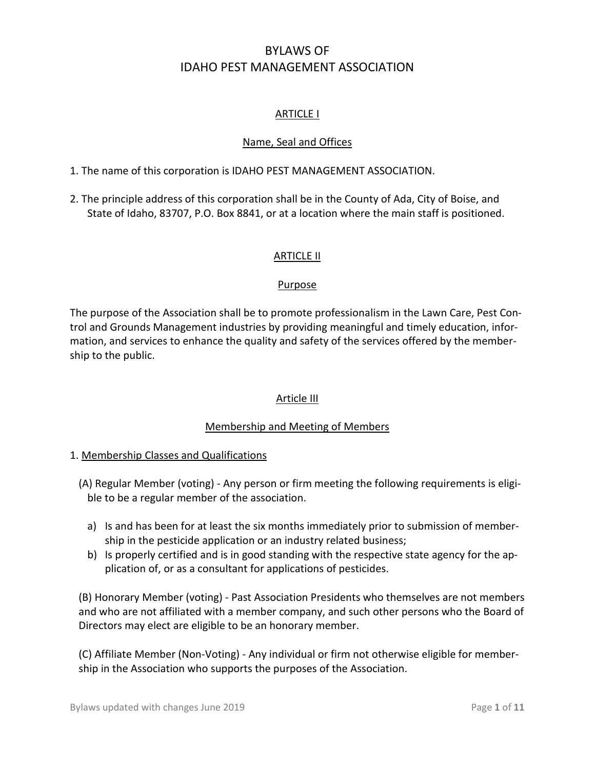# BYLAWS OF
# IDAHO PEST MANAGEMENT ASSOCIATION

## ARTICLE I

### Name, Seal and Offices

1. The name of this corporation is IDAHO PEST MANAGEMENT ASSOCIATION.

2. The principle address of this corporation shall be in the County of Ada, City of Boise, and State of Idaho, 83707, P.O. Box 8841, or at a location where the main staff is positioned.

## ARTICLE II

### Purpose

The purpose of the Association shall be to promote professionalism in the Lawn Care, Pest Control and Grounds Management industries by providing meaningful and timely education, information, and services to enhance the quality and safety of the services offered by the membership to the public.

## Article III

### Membership and Meeting of Members

1. Membership Classes and Qualifications

(A) Regular Member (voting) - Any person or firm meeting the following requirements is eligible to be a regular member of the association.

a) Is and has been for at least the six months immediately prior to submission of membership in the pesticide application or an industry related business;
b) Is properly certified and is in good standing with the respective state agency for the application of, or as a consultant for applications of pesticides.

(B) Honorary Member (voting) - Past Association Presidents who themselves are not members and who are not affiliated with a member company, and such other persons who the Board of Directors may elect are eligible to be an honorary member.

(C) Affiliate Member (Non-Voting) - Any individual or firm not otherwise eligible for membership in the Association who supports the purposes of the Association.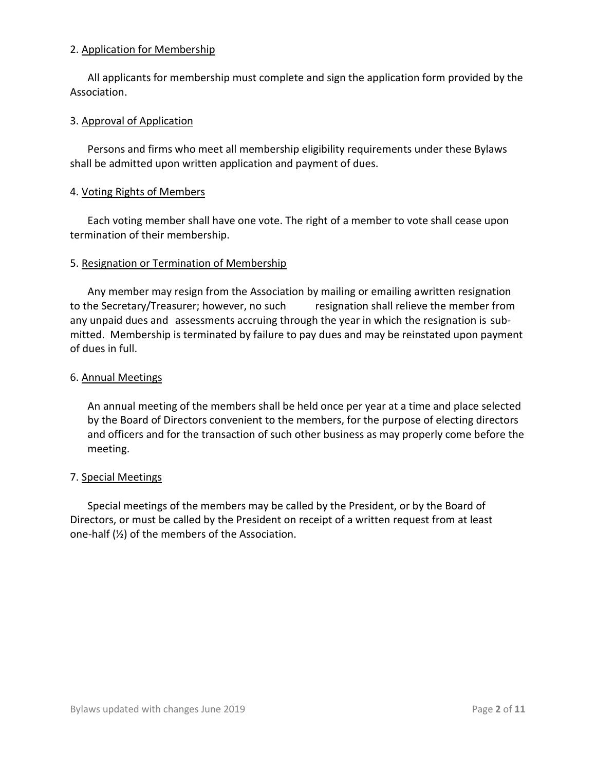2. <u>Application for Membership</u>

All applicants for membership must complete and sign the application form provided by the Association.

3. <u>Approval of Application</u>

Persons and firms who meet all membership eligibility requirements under these Bylaws shall be admitted upon written application and payment of dues.

4. <u>Voting Rights of Members</u>

Each voting member shall have one vote. The right of a member to vote shall cease upon termination of their membership.

5. <u>Resignation or Termination of Membership</u>

Any member may resign from the Association by mailing or emailing awritten resignation to the Secretary/Treasurer; however, no such resignation shall relieve the member from any unpaid dues and assessments accruing through the year in which the resignation is submitted. Membership is terminated by failure to pay dues and may be reinstated upon payment of dues in full.

6. <u>Annual Meetings</u>

An annual meeting of the members shall be held once per year at a time and place selected by the Board of Directors convenient to the members, for the purpose of electing directors and officers and for the transaction of such other business as may properly come before the meeting.

7. <u>Special Meetings</u>

Special meetings of the members may be called by the President, or by the Board of Directors, or must be called by the President on receipt of a written request from at least one-half (½) of the members of the Association.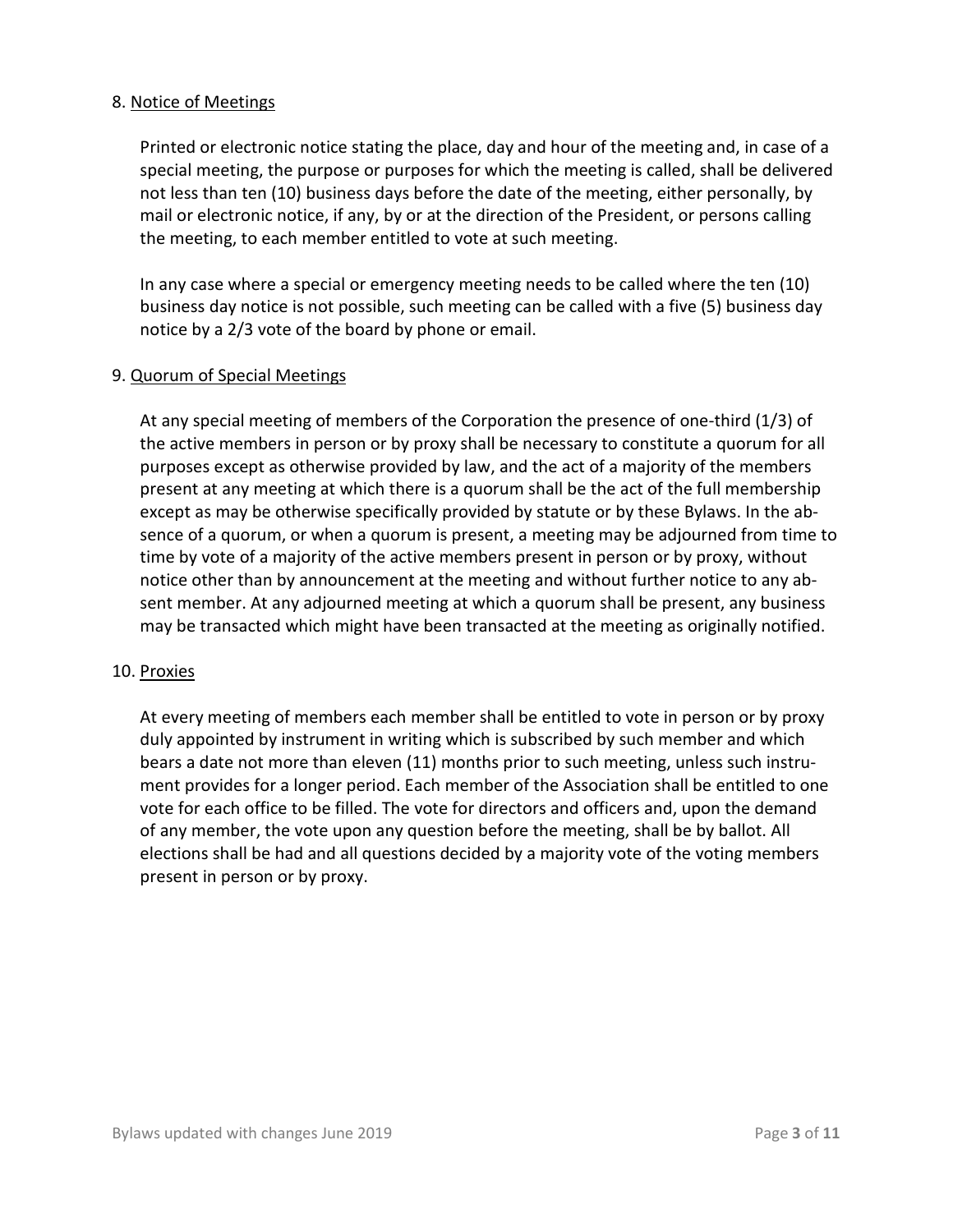8. Notice of Meetings

Printed or electronic notice stating the place, day and hour of the meeting and, in case of a special meeting, the purpose or purposes for which the meeting is called, shall be delivered not less than ten (10) business days before the date of the meeting, either personally, by mail or electronic notice, if any, by or at the direction of the President, or persons calling the meeting, to each member entitled to vote at such meeting.

In any case where a special or emergency meeting needs to be called where the ten (10) business day notice is not possible, such meeting can be called with a five (5) business day notice by a 2/3 vote of the board by phone or email.

9. Quorum of Special Meetings

At any special meeting of members of the Corporation the presence of one-third (1/3) of the active members in person or by proxy shall be necessary to constitute a quorum for all purposes except as otherwise provided by law, and the act of a majority of the members present at any meeting at which there is a quorum shall be the act of the full membership except as may be otherwise specifically provided by statute or by these Bylaws. In the absence of a quorum, or when a quorum is present, a meeting may be adjourned from time to time by vote of a majority of the active members present in person or by proxy, without notice other than by announcement at the meeting and without further notice to any absent member. At any adjourned meeting at which a quorum shall be present, any business may be transacted which might have been transacted at the meeting as originally notified.

10. Proxies

At every meeting of members each member shall be entitled to vote in person or by proxy duly appointed by instrument in writing which is subscribed by such member and which bears a date not more than eleven (11) months prior to such meeting, unless such instrument provides for a longer period. Each member of the Association shall be entitled to one vote for each office to be filled. The vote for directors and officers and, upon the demand of any member, the vote upon any question before the meeting, shall be by ballot. All elections shall be had and all questions decided by a majority vote of the voting members present in person or by proxy.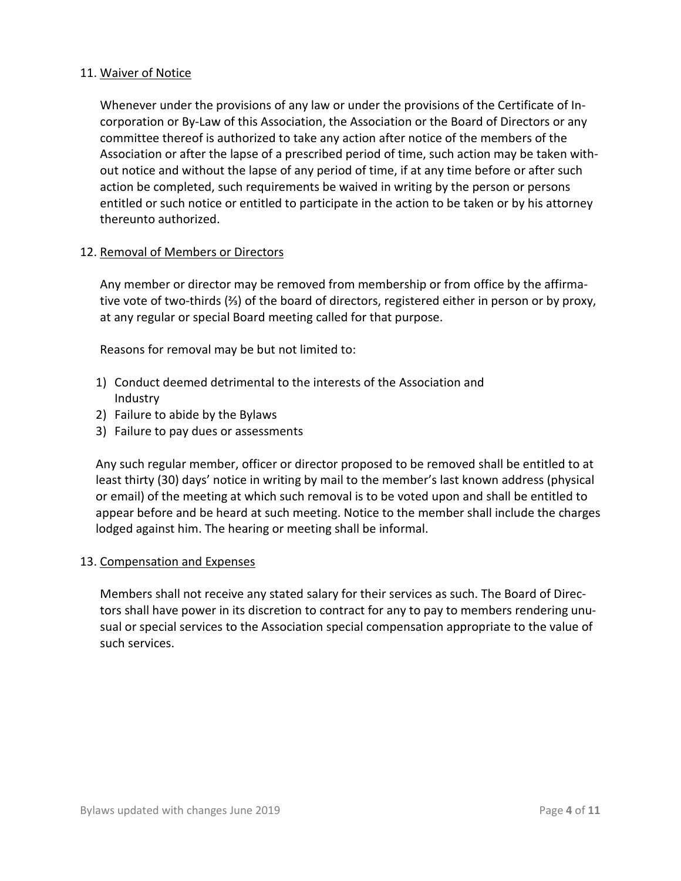## 11. Waiver of Notice

Whenever under the provisions of any law or under the provisions of the Certificate of Incorporation or By-Law of this Association, the Association or the Board of Directors or any committee thereof is authorized to take any action after notice of the members of the Association or after the lapse of a prescribed period of time, such action may be taken without notice and without the lapse of any period of time, if at any time before or after such action be completed, such requirements be waived in writing by the person or persons entitled or such notice or entitled to participate in the action to be taken or by his attorney thereunto authorized.

## 12. Removal of Members or Directors

Any member or director may be removed from membership or from office by the affirmative vote of two-thirds (⅔) of the board of directors, registered either in person or by proxy, at any regular or special Board meeting called for that purpose.

Reasons for removal may be but not limited to:

1) Conduct deemed detrimental to the interests of the Association and Industry
2) Failure to abide by the Bylaws
3) Failure to pay dues or assessments

Any such regular member, officer or director proposed to be removed shall be entitled to at least thirty (30) days' notice in writing by mail to the member's last known address (physical or email) of the meeting at which such removal is to be voted upon and shall be entitled to appear before and be heard at such meeting. Notice to the member shall include the charges lodged against him. The hearing or meeting shall be informal.

## 13. Compensation and Expenses

Members shall not receive any stated salary for their services as such. The Board of Directors shall have power in its discretion to contract for any to pay to members rendering unusual or special services to the Association special compensation appropriate to the value of such services.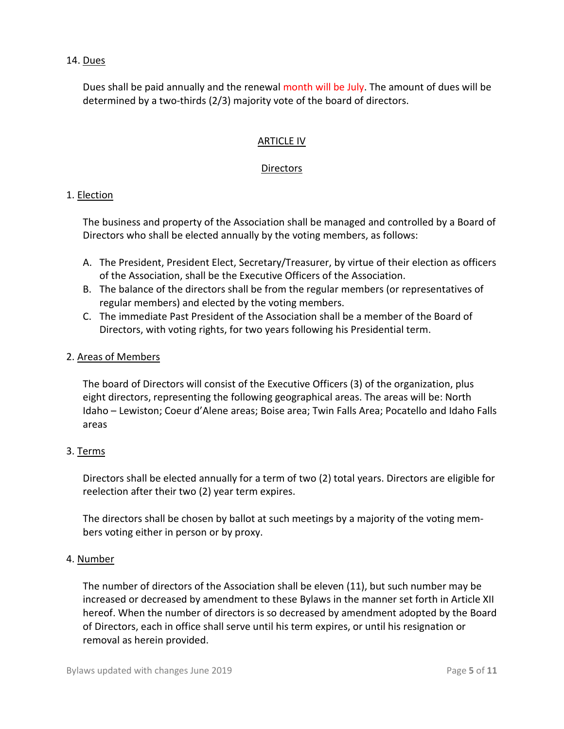14. Dues

Dues shall be paid annually and the renewal month will be July. The amount of dues will be determined by a two-thirds (2/3) majority vote of the board of directors.

## ARTICLE IV

## Directors

1. Election

The business and property of the Association shall be managed and controlled by a Board of Directors who shall be elected annually by the voting members, as follows:

A. The President, President Elect, Secretary/Treasurer, by virtue of their election as officers of the Association, shall be the Executive Officers of the Association.
B. The balance of the directors shall be from the regular members (or representatives of regular members) and elected by the voting members.
C. The immediate Past President of the Association shall be a member of the Board of Directors, with voting rights, for two years following his Presidential term.

2. Areas of Members

The board of Directors will consist of the Executive Officers (3) of the organization, plus eight directors, representing the following geographical areas. The areas will be: North Idaho – Lewiston; Coeur d'Alene areas; Boise area; Twin Falls Area; Pocatello and Idaho Falls areas

3. Terms

Directors shall be elected annually for a term of two (2) total years. Directors are eligible for reelection after their two (2) year term expires.

The directors shall be chosen by ballot at such meetings by a majority of the voting members voting either in person or by proxy.

4. Number

The number of directors of the Association shall be eleven (11), but such number may be increased or decreased by amendment to these Bylaws in the manner set forth in Article XII hereof. When the number of directors is so decreased by amendment adopted by the Board of Directors, each in office shall serve until his term expires, or until his resignation or removal as herein provided.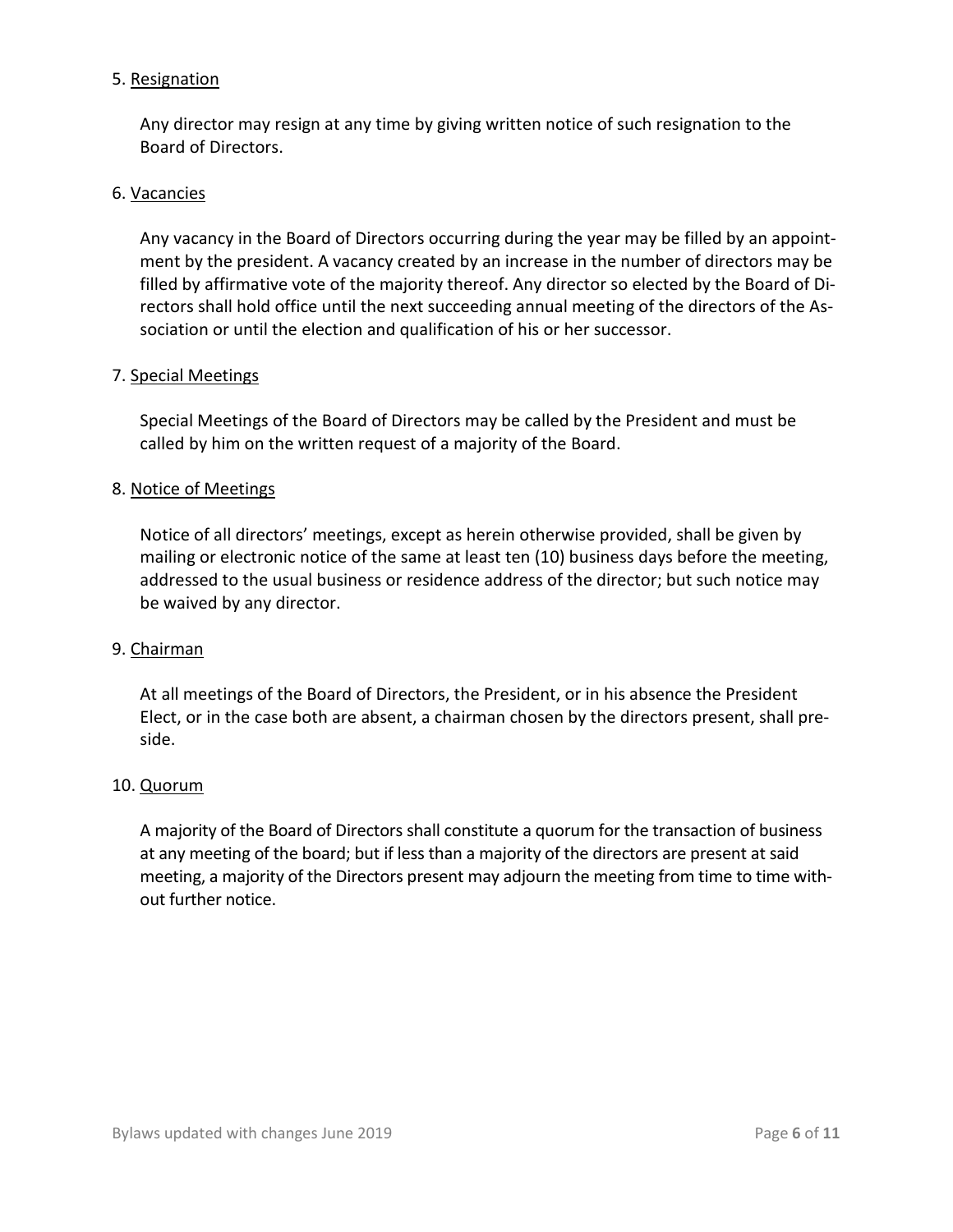5. Resignation

Any director may resign at any time by giving written notice of such resignation to the Board of Directors.

6. Vacancies

Any vacancy in the Board of Directors occurring during the year may be filled by an appointment by the president. A vacancy created by an increase in the number of directors may be filled by affirmative vote of the majority thereof. Any director so elected by the Board of Directors shall hold office until the next succeeding annual meeting of the directors of the Association or until the election and qualification of his or her successor.

7. Special Meetings

Special Meetings of the Board of Directors may be called by the President and must be called by him on the written request of a majority of the Board.

8. Notice of Meetings

Notice of all directors' meetings, except as herein otherwise provided, shall be given by mailing or electronic notice of the same at least ten (10) business days before the meeting, addressed to the usual business or residence address of the director; but such notice may be waived by any director.

9. Chairman

At all meetings of the Board of Directors, the President, or in his absence the President Elect, or in the case both are absent, a chairman chosen by the directors present, shall preside.

10. Quorum

A majority of the Board of Directors shall constitute a quorum for the transaction of business at any meeting of the board; but if less than a majority of the directors are present at said meeting, a majority of the Directors present may adjourn the meeting from time to time without further notice.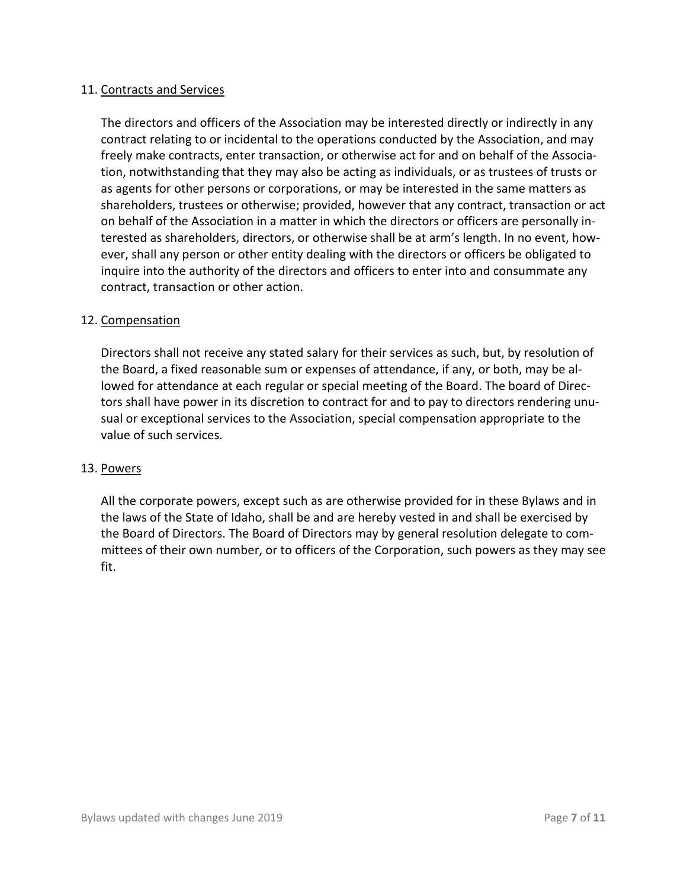11. Contracts and Services

The directors and officers of the Association may be interested directly or indirectly in any contract relating to or incidental to the operations conducted by the Association, and may freely make contracts, enter transaction, or otherwise act for and on behalf of the Association, notwithstanding that they may also be acting as individuals, or as trustees of trusts or as agents for other persons or corporations, or may be interested in the same matters as shareholders, trustees or otherwise; provided, however that any contract, transaction or act on behalf of the Association in a matter in which the directors or officers are personally interested as shareholders, directors, or otherwise shall be at arm's length. In no event, however, shall any person or other entity dealing with the directors or officers be obligated to inquire into the authority of the directors and officers to enter into and consummate any contract, transaction or other action.

12. Compensation

Directors shall not receive any stated salary for their services as such, but, by resolution of the Board, a fixed reasonable sum or expenses of attendance, if any, or both, may be allowed for attendance at each regular or special meeting of the Board. The board of Directors shall have power in its discretion to contract for and to pay to directors rendering unusual or exceptional services to the Association, special compensation appropriate to the value of such services.

13. Powers

All the corporate powers, except such as are otherwise provided for in these Bylaws and in the laws of the State of Idaho, shall be and are hereby vested in and shall be exercised by the Board of Directors. The Board of Directors may by general resolution delegate to committees of their own number, or to officers of the Corporation, such powers as they may see fit.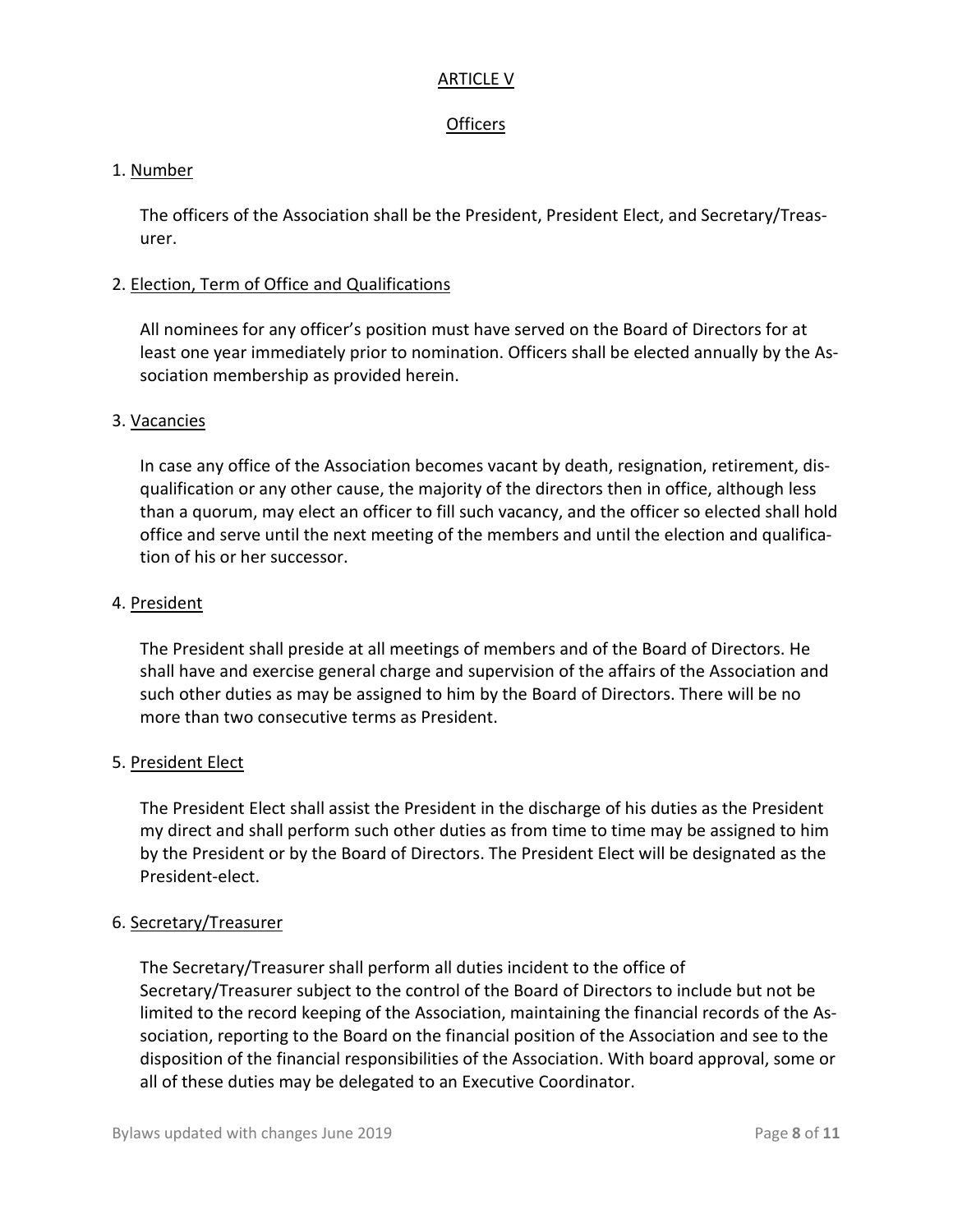## ARTICLE V

## Officers

### 1. Number

The officers of the Association shall be the President, President Elect, and Secretary/Treasurer.

### 2. Election, Term of Office and Qualifications

All nominees for any officer's position must have served on the Board of Directors for at least one year immediately prior to nomination. Officers shall be elected annually by the Association membership as provided herein.

### 3. Vacancies

In case any office of the Association becomes vacant by death, resignation, retirement, disqualification or any other cause, the majority of the directors then in office, although less than a quorum, may elect an officer to fill such vacancy, and the officer so elected shall hold office and serve until the next meeting of the members and until the election and qualification of his or her successor.

### 4. President

The President shall preside at all meetings of members and of the Board of Directors. He shall have and exercise general charge and supervision of the affairs of the Association and such other duties as may be assigned to him by the Board of Directors. There will be no more than two consecutive terms as President.

### 5. President Elect

The President Elect shall assist the President in the discharge of his duties as the President my direct and shall perform such other duties as from time to time may be assigned to him by the President or by the Board of Directors. The President Elect will be designated as the President-elect.

### 6. Secretary/Treasurer

The Secretary/Treasurer shall perform all duties incident to the office of Secretary/Treasurer subject to the control of the Board of Directors to include but not be limited to the record keeping of the Association, maintaining the financial records of the Association, reporting to the Board on the financial position of the Association and see to the disposition of the financial responsibilities of the Association. With board approval, some or all of these duties may be delegated to an Executive Coordinator.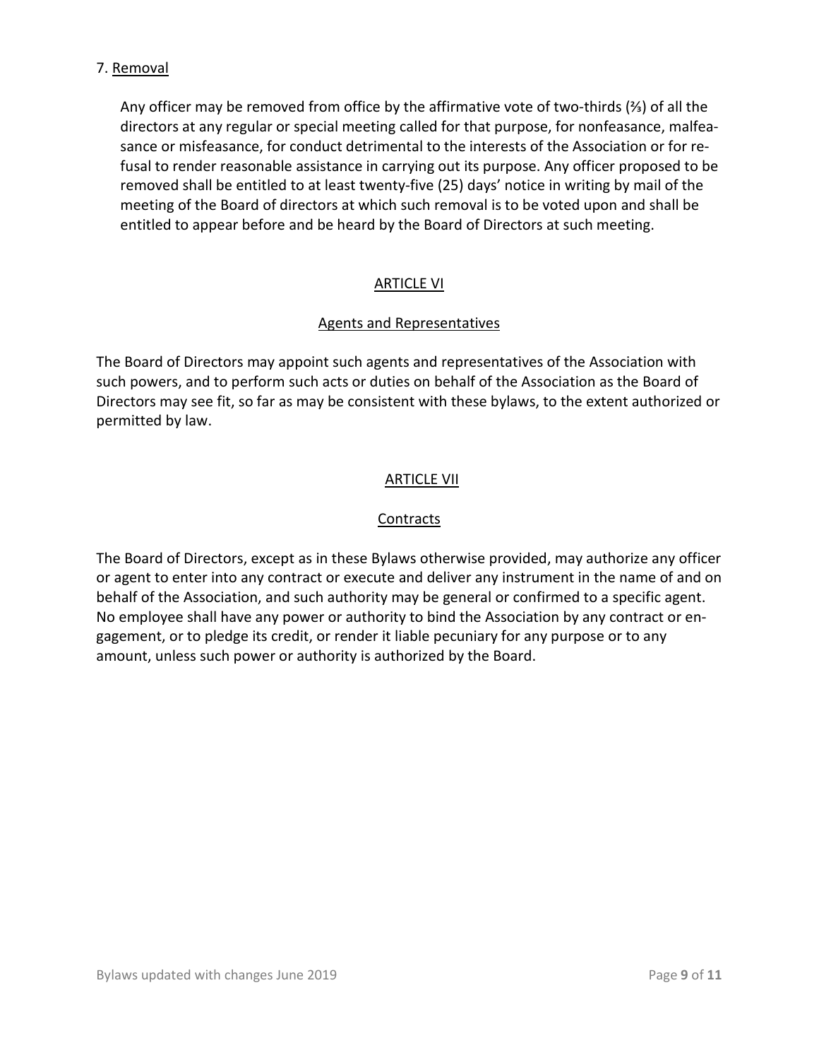7. Removal

Any officer may be removed from office by the affirmative vote of two-thirds (⅔) of all the directors at any regular or special meeting called for that purpose, for nonfeasance, malfeasance or misfeasance, for conduct detrimental to the interests of the Association or for refusal to render reasonable assistance in carrying out its purpose. Any officer proposed to be removed shall be entitled to at least twenty-five (25) days' notice in writing by mail of the meeting of the Board of directors at which such removal is to be voted upon and shall be entitled to appear before and be heard by the Board of Directors at such meeting.

## ARTICLE VI

### Agents and Representatives

The Board of Directors may appoint such agents and representatives of the Association with such powers, and to perform such acts or duties on behalf of the Association as the Board of Directors may see fit, so far as may be consistent with these bylaws, to the extent authorized or permitted by law.

## ARTICLE VII

### Contracts

The Board of Directors, except as in these Bylaws otherwise provided, may authorize any officer or agent to enter into any contract or execute and deliver any instrument in the name of and on behalf of the Association, and such authority may be general or confirmed to a specific agent. No employee shall have any power or authority to bind the Association by any contract or engagement, or to pledge its credit, or render it liable pecuniary for any purpose or to any amount, unless such power or authority is authorized by the Board.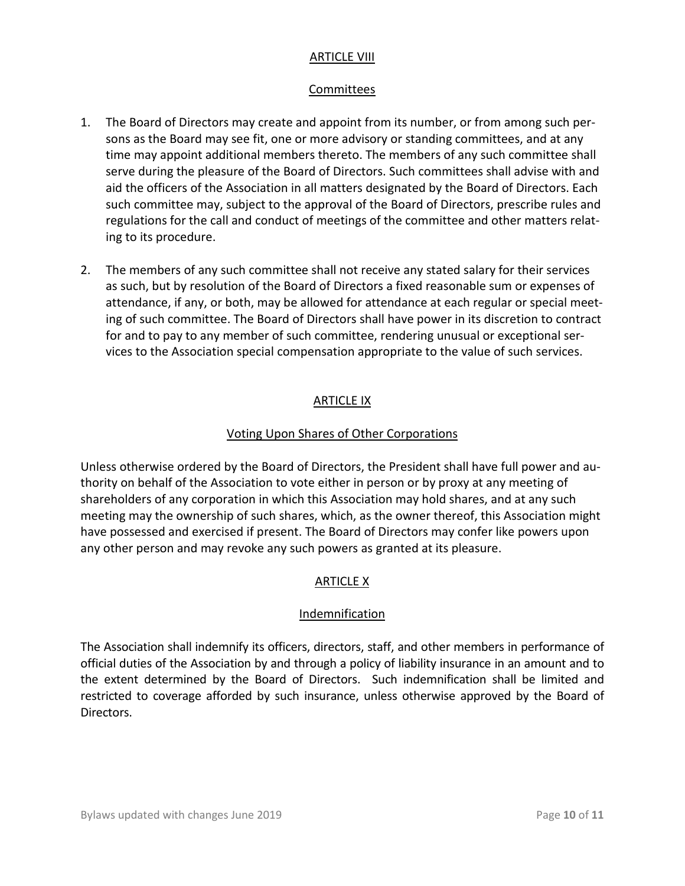## ARTICLE VIII

### Committees

1. The Board of Directors may create and appoint from its number, or from among such persons as the Board may see fit, one or more advisory or standing committees, and at any time may appoint additional members thereto. The members of any such committee shall serve during the pleasure of the Board of Directors. Such committees shall advise with and aid the officers of the Association in all matters designated by the Board of Directors. Each such committee may, subject to the approval of the Board of Directors, prescribe rules and regulations for the call and conduct of meetings of the committee and other matters relating to its procedure.

2. The members of any such committee shall not receive any stated salary for their services as such, but by resolution of the Board of Directors a fixed reasonable sum or expenses of attendance, if any, or both, may be allowed for attendance at each regular or special meeting of such committee. The Board of Directors shall have power in its discretion to contract for and to pay to any member of such committee, rendering unusual or exceptional services to the Association special compensation appropriate to the value of such services.

## ARTICLE IX

### Voting Upon Shares of Other Corporations

Unless otherwise ordered by the Board of Directors, the President shall have full power and authority on behalf of the Association to vote either in person or by proxy at any meeting of shareholders of any corporation in which this Association may hold shares, and at any such meeting may the ownership of such shares, which, as the owner thereof, this Association might have possessed and exercised if present. The Board of Directors may confer like powers upon any other person and may revoke any such powers as granted at its pleasure.

## ARTICLE X

### Indemnification

The Association shall indemnify its officers, directors, staff, and other members in performance of official duties of the Association by and through a policy of liability insurance in an amount and to the extent determined by the Board of Directors. Such indemnification shall be limited and restricted to coverage afforded by such insurance, unless otherwise approved by the Board of Directors.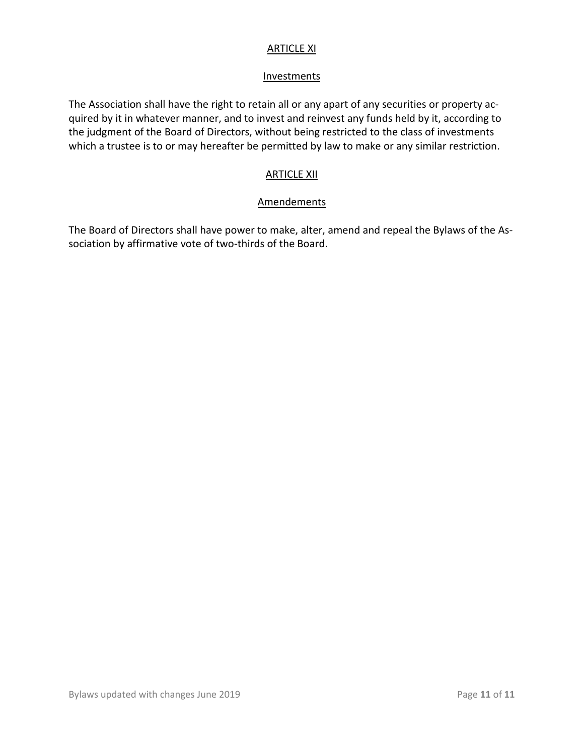## ARTICLE XI

### Investments

The Association shall have the right to retain all or any apart of any securities or property acquired by it in whatever manner, and to invest and reinvest any funds held by it, according to the judgment of the Board of Directors, without being restricted to the class of investments which a trustee is to or may hereafter be permitted by law to make or any similar restriction.

## ARTICLE XII

### Amendements

The Board of Directors shall have power to make, alter, amend and repeal the Bylaws of the Association by affirmative vote of two-thirds of the Board.